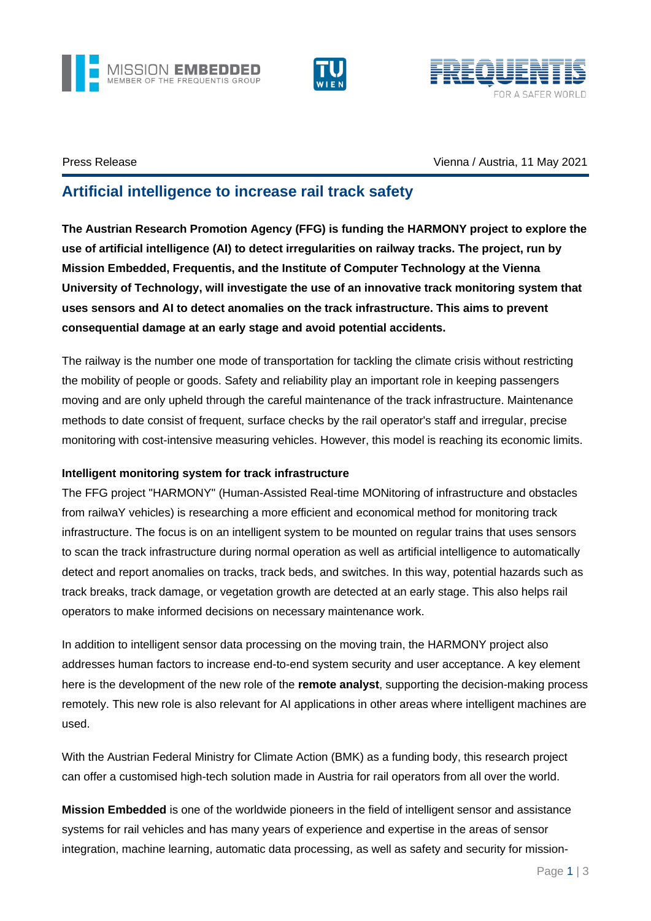Press Release

Vienna / Austria, 11 May 2021

# Artificial intelligence to increase rail track safety

**The Austrian Research Promotion Agency (FFG) is funding the HARMONY project to explore the use of artificial intelligence (AI) to detect irregularities on railway tracks. The project, run by Mission Embedded, Frequentis, and the Institute of Computer Technology at the Vienna University of Technology, will investigate the use of an innovative track monitoring system that uses sensors and AI to detect anomalies on the track infrastructure. This aims to prevent consequential damage at an early stage and avoid potential accidents.**

The railway is the number one mode of transportation for tackling the climate crisis without restricting the mobility of people or goods. Safety and reliability play an important role in keeping passengers moving and are only upheld through the careful maintenance of the track infrastructure. Maintenance methods to date consist of frequent, surface checks by the rail operator's staff and irregular, precise monitoring with cost-intensive measuring vehicles. However, this model is reaching its economic limits.

**Intelligent monitoring system for track infrastructure**

The FFG project "HARMONY" (Human-Assisted Real-time MONitoring of infrastructure and obstacles from railwaY vehicles) is researching a more efficient and economical method for monitoring track infrastructure. The focus is on an intelligent system to be mounted on regular trains that uses sensors to scan the track infrastructure during normal operation as well as artificial intelligence to automatically detect and report anomalies on tracks, track beds, and switches. In this way, potential hazards such as track breaks, track damage, or vegetation growth are detected at an early stage. This also helps rail operators to make informed decisions on necessary maintenance work.

In addition to intelligent sensor data processing on the moving train, the HARMONY project also addresses human factors to increase end-to-end system security and user acceptance. A key element here is the development of the new role of the **remote analyst**, supporting the decision-making process remotely. This new role is also relevant for AI applications in other areas where intelligent machines are used.

With the Austrian Federal Ministry for Climate Action (BMK) as a funding body, this research project can offer a customised high-tech solution made in Austria for rail operators from all over the world.

**Mission Embedded** is one of the worldwide pioneers in the field of intelligent sensor and assistance systems for rail vehicles and has many years of experience and expertise in the areas of sensor integration, machine learning, automatic data processing, as well as safety and security for mission-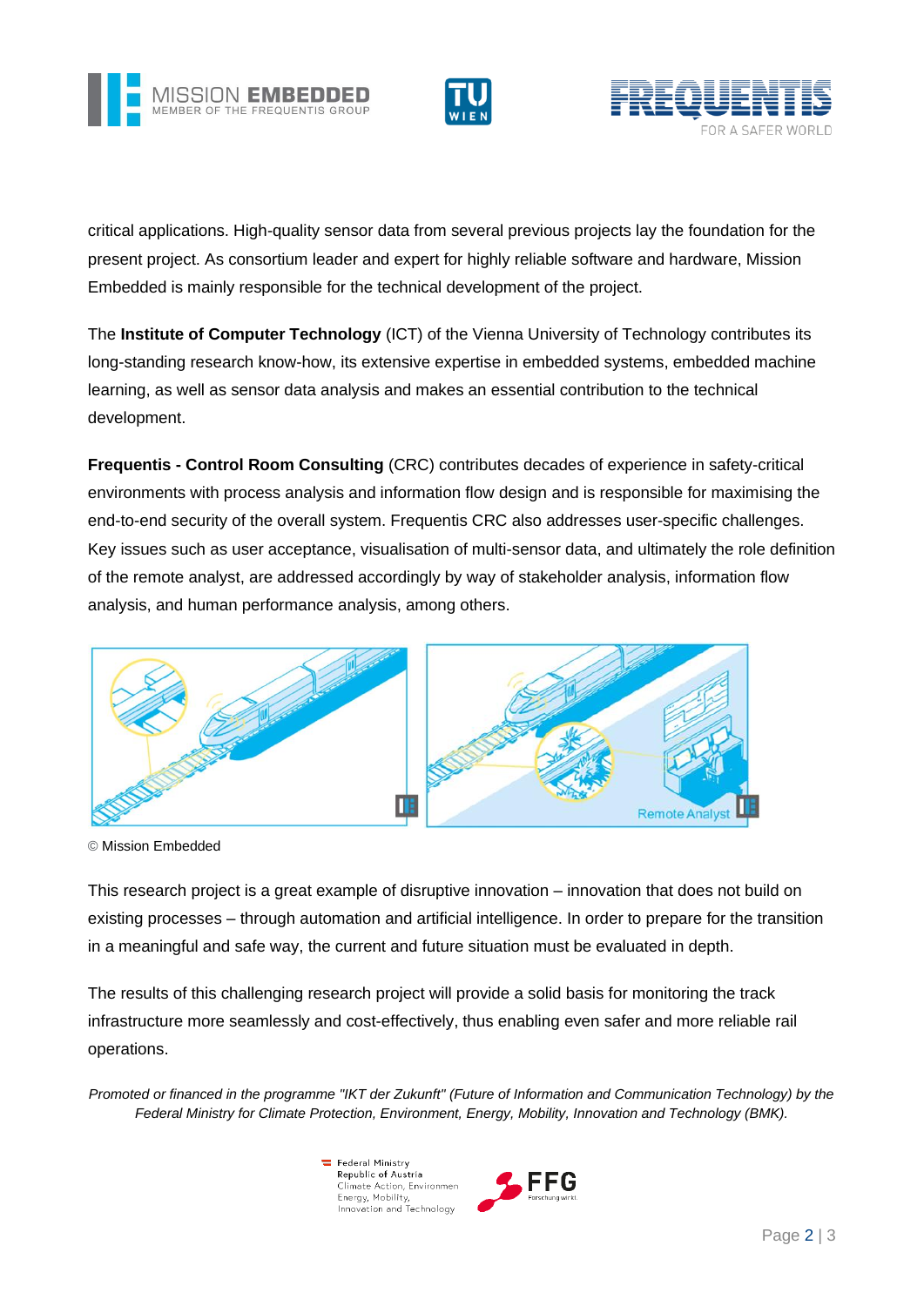critical applications. High-quality sensor data from several previous projects lay the foundation for the present project. As consortium leader and expert for highly reliable software and hardware, Mission Embedded is mainly responsible for the technical development of the project.

The **Institute of Computer Technology** (ICT) of the Vienna University of Technology contributes its long-standing research know-how, its extensive expertise in embedded systems, embedded machine learning, as well as sensor data analysis and makes an essential contribution to the technical development.

**Frequentis - Control Room Consulting** (CRC) contributes decades of experience in safety-critical environments with process analysis and information flow design and is responsible for maximising the end-to-end security of the overall system. Frequentis CRC also addresses user-specific challenges. Key issues such as user acceptance, visualisation of multi-sensor data, and ultimately the role definition of the remote analyst, are addressed accordingly by way of stakeholder analysis, information flow analysis, and human performance analysis, among others.

© Mission Embedded

This research project is a great example of disruptive innovation – innovation that does not build on existing processes – through automation and artificial intelligence. In order to prepare for the transition in a meaningful and safe way, the current and future situation must be evaluated in depth.

The results of this challenging research project will provide a solid basis for monitoring the track infrastructure more seamlessly and cost-effectively, thus enabling even safer and more reliable rail operations.

*Promoted or financed in the programme "IKT der Zukunft" (Future of Information and Communication Technology) by the Federal Ministry for Climate Protection, Environment, Energy, Mobility, Innovation and Technology (BMK).*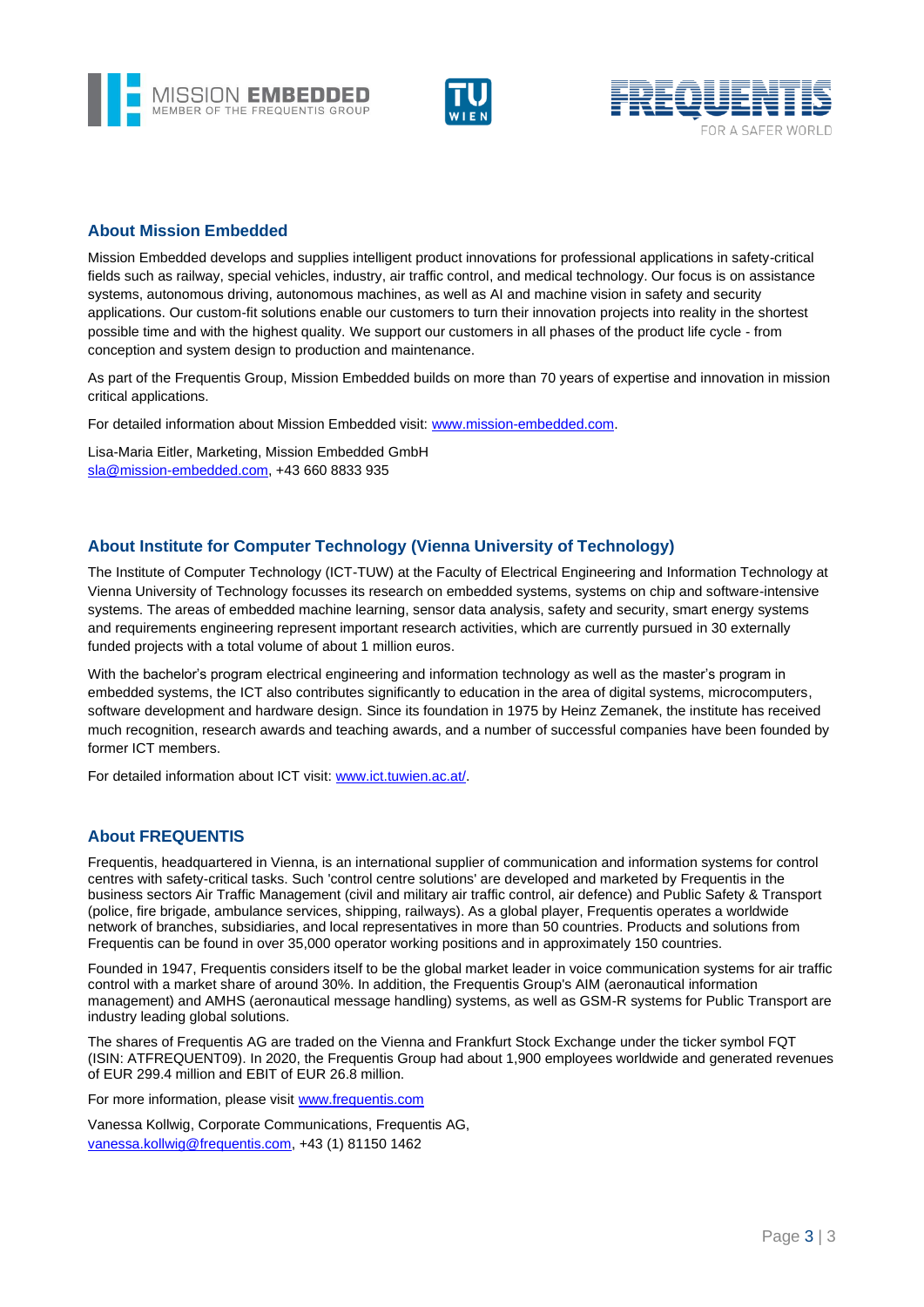## About Mission Embedded

Mission Embedded develops and supplies intelligent product innovations for professional applications in safety-critical fields such as railway, special vehicles, industry, air traffic control, and medical technology. Our focus is on assistance systems, autonomous driving, autonomous machines, as well as AI and machine vision in safety and security applications. Our custom-fit solutions enable our customers to turn their innovation projects into reality in the shortest possible time and with the highest quality. We support our customers in all phases of the product life cycle - from conception and system design to production and maintenance.

As part of the Frequentis Group, Mission Embedded builds on more than 70 years of expertise and innovation in mission critical applications.

For detailed information about Mission Embedded visit: www.mission-embedded.com.

Lisa-Maria Eitler, Marketing, Mission Embedded GmbH
sla@mission-embedded.com, +43 660 8833 935

## About Institute for Computer Technology (Vienna University of Technology)

The Institute of Computer Technology (ICT-TUW) at the Faculty of Electrical Engineering and Information Technology at Vienna University of Technology focusses its research on embedded systems, systems on chip and software-intensive systems. The areas of embedded machine learning, sensor data analysis, safety and security, smart energy systems and requirements engineering represent important research activities, which are currently pursued in 30 externally funded projects with a total volume of about 1 million euros.

With the bachelor's program electrical engineering and information technology as well as the master's program in embedded systems, the ICT also contributes significantly to education in the area of digital systems, microcomputers, software development and hardware design. Since its foundation in 1975 by Heinz Zemanek, the institute has received much recognition, research awards and teaching awards, and a number of successful companies have been founded by former ICT members.

For detailed information about ICT visit: www.ict.tuwien.ac.at/.

## About FREQUENTIS

Frequentis, headquartered in Vienna, is an international supplier of communication and information systems for control centres with safety-critical tasks. Such 'control centre solutions' are developed and marketed by Frequentis in the business sectors Air Traffic Management (civil and military air traffic control, air defence) and Public Safety & Transport (police, fire brigade, ambulance services, shipping, railways). As a global player, Frequentis operates a worldwide network of branches, subsidiaries, and local representatives in more than 50 countries. Products and solutions from Frequentis can be found in over 35,000 operator working positions and in approximately 150 countries.

Founded in 1947, Frequentis considers itself to be the global market leader in voice communication systems for air traffic control with a market share of around 30%. In addition, the Frequentis Group's AIM (aeronautical information management) and AMHS (aeronautical message handling) systems, as well as GSM-R systems for Public Transport are industry leading global solutions.

The shares of Frequentis AG are traded on the Vienna and Frankfurt Stock Exchange under the ticker symbol FQT (ISIN: ATFREQUENT09). In 2020, the Frequentis Group had about 1,900 employees worldwide and generated revenues of EUR 299.4 million and EBIT of EUR 26.8 million.

For more information, please visit www.frequentis.com

Vanessa Kollwig, Corporate Communications, Frequentis AG,
vanessa.kollwig@frequentis.com, +43 (1) 81150 1462